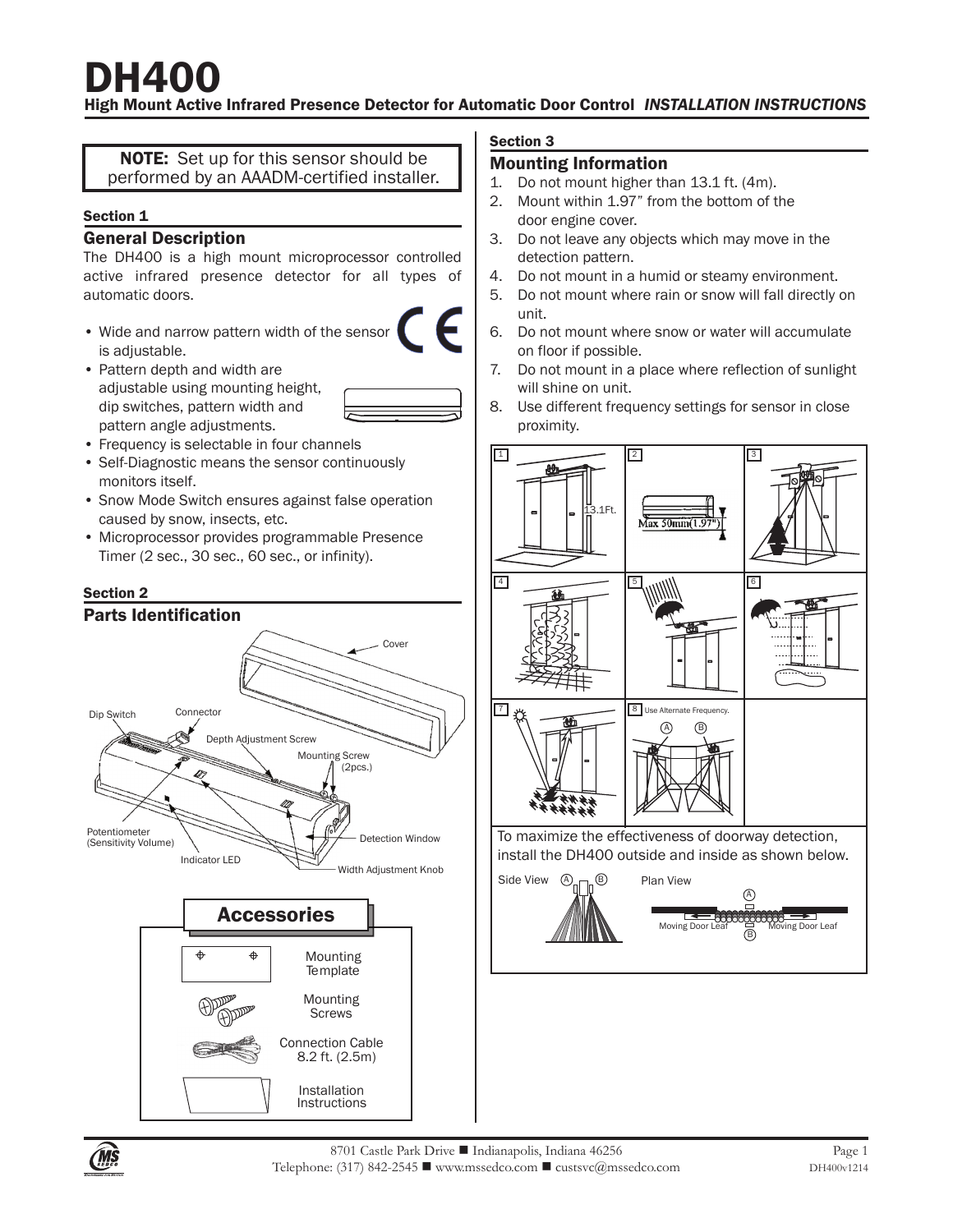# DH400

## High Mount Active Infrared Presence Detector for Automatic Door Control *INSTALLATION INSTRUCTIONS*

**NOTE:** Set up for this sensor should be performed by an AAADM-certified installer.

### Section 1

## General Description

The DH400 is a high mount microprocessor controlled active infrared presence detector for all types of automatic doors.

- Wide and narrow pattern width of the sensor is adjustable.
- Pattern depth and width are adjustable using mounting height, dip switches, pattern width and pattern angle adjustments.
- Frequency is selectable in four channels
- Self-Diagnostic means the sensor continuously monitors itself.
- Snow Mode Switch ensures against false operation caused by snow, insects, etc.
- Microprocessor provides programmable Presence Timer (2 sec., 30 sec., 60 sec., or infinity).

### Section 2

## Parts Identification

Cover

Dip Switch

Connector

Depth Adjustment Screw

Mounting Screw (2pcs.)

Potentiometer (Sensitivity Volume)

Detection Window

Indicator LED

Width Adjustment Knob

### Accessories

- Mounting Template
- Mounting Screws
- Connection Cable 8.2 ft. (2.5m)
- Installation Instructions

### Section 3

## Mounting Information

1. Do not mount higher than 13.1 ft. (4m).
2. Mount within 1.97" from the bottom of the door engine cover.
3. Do not leave any objects which may move in the detection pattern.
4. Do not mount in a humid or steamy environment.
5. Do not mount where rain or snow will fall directly on unit.
6. Do not mount where snow or water will accumulate on floor if possible.
7. Do not mount in a place where reflection of sunlight will shine on unit.
8. Use different frequency settings for sensor in close proximity.

1: 13.1Ft.

2: Max 50mm(1.97")

8: Use Alternate Frequency. A B

To maximize the effectiveness of doorway detection, install the DH400 outside and inside as shown below.

Side View A B

Plan View A B Moving Door Leaf Moving Door Leaf

8701 Castle Park Drive ■ Indianapolis, Indiana 46256
Telephone: (317) 842-2545 ■ www.mssedco.com ■ custsvc@mssedco.com

DH400v1214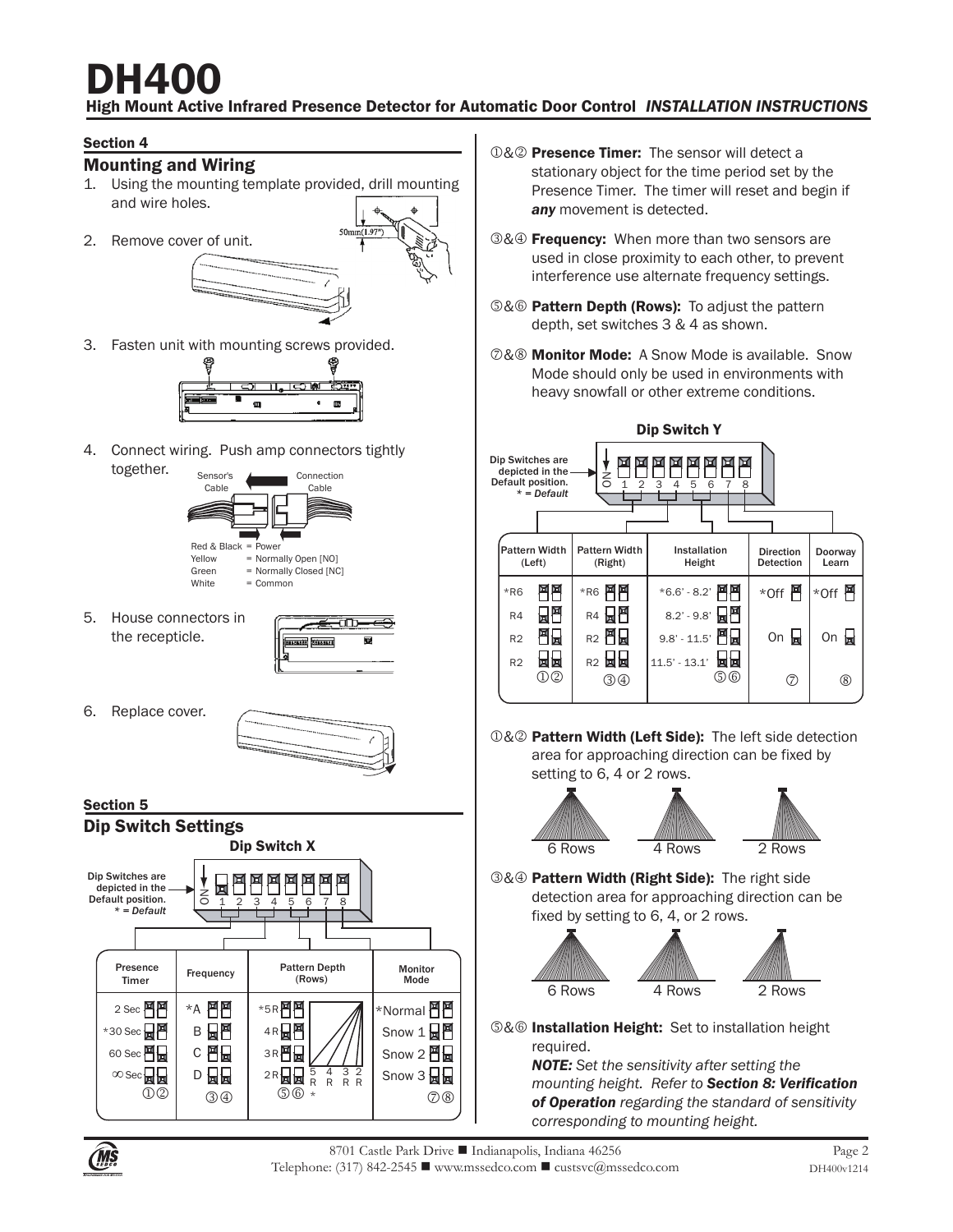# DH400

## High Mount Active Infrared Presence Detector for Automatic Door Control *INSTALLATION INSTRUCTIONS*

### Section 4

## Mounting and Wiring

1. Using the mounting template provided, drill mounting and wire holes.

50mm(1.97")

2. Remove cover of unit.
3. Fasten unit with mounting screws provided.
4. Connect wiring. Push amp connectors tightly together.

Sensor's Cable ← Connection Cable

Red & Black = Power
Yellow = Normally Open [NO]
Green = Normally Closed [NC]
White = Common

5. House connectors in the receptacle.
6. Replace cover.

### Section 5

## Dip Switch Settings

### Dip Switch X

Dip Switches are depicted in the Default position.
*\* = Default*

| Presence Timer | Frequency | Pattern Depth (Rows) | Monitor Mode |
|---|---|---|---|
| 2 Sec | \*A | \*5R | \*Normal |
| \*30 Sec | B | 4R | Snow 1 |
| 60 Sec | C | 3R | Snow 2 |
| ∞ Sec | D | 2R | Snow 3 |
| ①② | ③④ | ⑤⑥ | ⑦⑧ |

①&② **Presence Timer:** The sensor will detect a stationary object for the time period set by the Presence Timer. The timer will reset and begin if ***any*** movement is detected.

③&④ **Frequency:** When more than two sensors are used in close proximity to each other, to prevent interference use alternate frequency settings.

⑤&⑥ **Pattern Depth (Rows):** To adjust the pattern depth, set switches 3 & 4 as shown.

⑦&⑧ **Monitor Mode:** A Snow Mode is available. Snow Mode should only be used in environments with heavy snowfall or other extreme conditions.

### Dip Switch Y

Dip Switches are depicted in the Default position.
*\* = Default*

| Pattern Width (Left) | Pattern Width (Right) | Installation Height | Direction Detection | Doorway Learn |
|---|---|---|---|---|
| \*R6 | \*R6 | \*6.6' - 8.2' | \*Off | \*Off |
| R4 | R4 | 8.2' - 9.8' | On | On |
| R2 | R2 | 9.8' - 11.5' | | |
| R2 | R2 | 11.5' - 13.1' | | |
| ①② | ③④ | ⑤⑥ | ⑦ | ⑧ |

①&② **Pattern Width (Left Side):** The left side detection area for approaching direction can be fixed by setting to 6, 4 or 2 rows.

6 Rows 4 Rows 2 Rows

③&④ **Pattern Width (Right Side):** The right side detection area for approaching direction can be fixed by setting to 6, 4, or 2 rows.

6 Rows 4 Rows 2 Rows

⑤&⑥ **Installation Height:** Set to installation height required.
***NOTE:** Set the sensitivity after setting the mounting height. Refer to **Section 8: Verification of Operation** regarding the standard of sensitivity corresponding to mounting height.*

8701 Castle Park Drive ■ Indianapolis, Indiana 46256
Telephone: (317) 842-2545 ■ www.mssedco.com ■ custsvc@mssedco.com
DH400v1214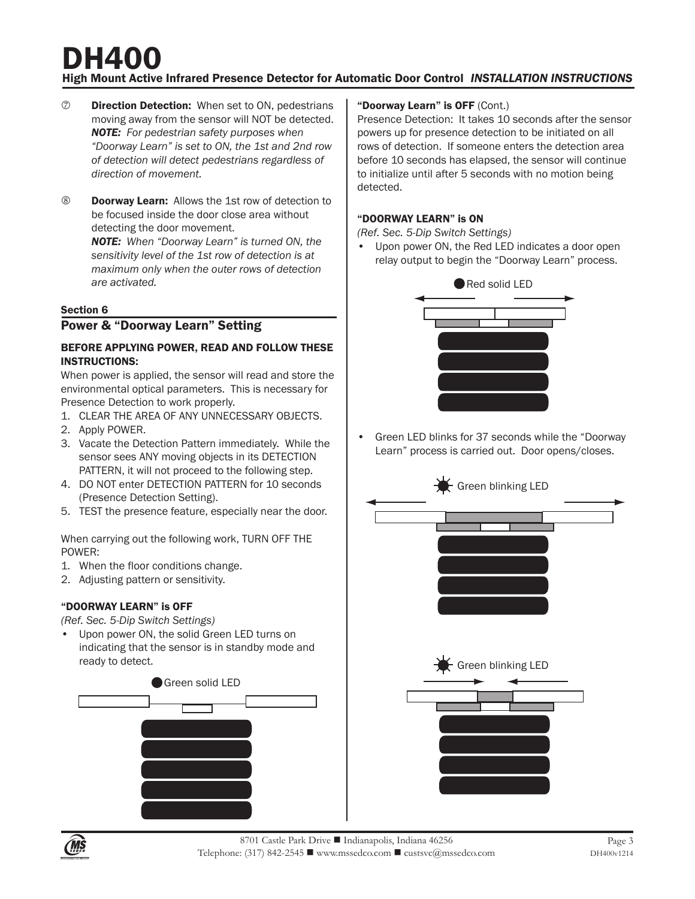# DH400

High Mount Active Infrared Presence Detector for Automatic Door Control *INSTALLATION INSTRUCTIONS*

⑦ **Direction Detection:** When set to ON, pedestrians moving away from the sensor will NOT be detected. ***NOTE:*** *For pedestrian safety purposes when "Doorway Learn" is set to ON, the 1st and 2nd row of detection will detect pedestrians regardless of direction of movement.*

⑧ **Doorway Learn:** Allows the 1st row of detection to be focused inside the door close area without detecting the door movement. ***NOTE:*** *When "Doorway Learn" is turned ON, the sensitivity level of the 1st row of detection is at maximum only when the outer rows of detection are activated.*

## Section 6

## Power & "Doorway Learn" Setting

### BEFORE APPLYING POWER, READ AND FOLLOW THESE INSTRUCTIONS:

When power is applied, the sensor will read and store the environmental optical parameters. This is necessary for Presence Detection to work properly.

1. CLEAR THE AREA OF ANY UNNECESSARY OBJECTS.
2. Apply POWER.
3. Vacate the Detection Pattern immediately. While the sensor sees ANY moving objects in its DETECTION PATTERN, it will not proceed to the following step.
4. DO NOT enter DETECTION PATTERN for 10 seconds (Presence Detection Setting).
5. TEST the presence feature, especially near the door.

When carrying out the following work, TURN OFF THE POWER:

1. When the floor conditions change.
2. Adjusting pattern or sensitivity.

### "DOORWAY LEARN" is OFF

*(Ref. Sec. 5-Dip Switch Settings)*

- Upon power ON, the solid Green LED turns on indicating that the sensor is in standby mode and ready to detect.

Green solid LED

### "Doorway Learn" is OFF (Cont.)

Presence Detection: It takes 10 seconds after the sensor powers up for presence detection to be initiated on all rows of detection. If someone enters the detection area before 10 seconds has elapsed, the sensor will continue to initialize until after 5 seconds with no motion being detected.

### "DOORWAY LEARN" is ON

*(Ref. Sec. 5-Dip Switch Settings)*

- Upon power ON, the Red LED indicates a door open relay output to begin the "Doorway Learn" process.

Red solid LED

- Green LED blinks for 37 seconds while the "Doorway Learn" process is carried out. Door opens/closes.

Green blinking LED

Green blinking LED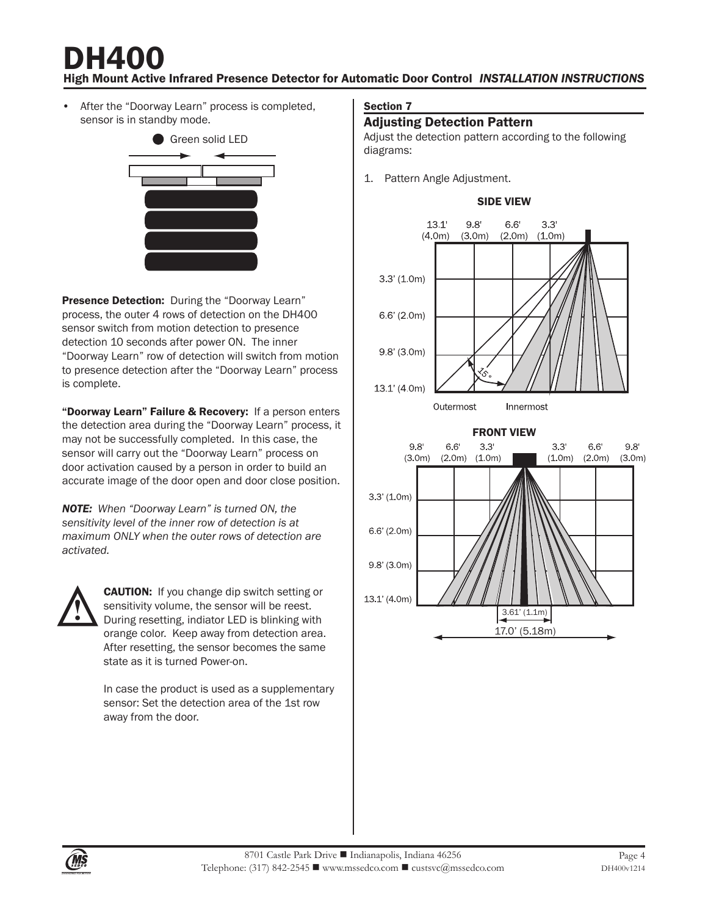- After the "Doorway Learn" process is completed, sensor is in standby mode.

Green solid LED

**Presence Detection:** During the "Doorway Learn" process, the outer 4 rows of detection on the DH400 sensor switch from motion detection to presence detection 10 seconds after power ON. The inner "Doorway Learn" row of detection will switch from motion to presence detection after the "Doorway Learn" process is complete.

**"Doorway Learn" Failure & Recovery:** If a person enters the detection area during the "Doorway Learn" process, it may not be successfully completed. In this case, the sensor will carry out the "Doorway Learn" process on door activation caused by a person in order to build an accurate image of the door open and door close position.

***NOTE:** When "Doorway Learn" is turned ON, the sensitivity level of the inner row of detection is at maximum ONLY when the outer rows of detection are activated.*

**CAUTION:** If you change dip switch setting or sensitivity volume, the sensor will be reest. During resetting, indiator LED is blinking with orange color. Keep away from detection area. After resetting, the sensor becomes the same state as it is turned Power-on.

In case the product is used as a supplementary sensor: Set the detection area of the 1st row away from the door.

## Section 7

### Adjusting Detection Pattern

Adjust the detection pattern according to the following diagrams:

1. Pattern Angle Adjustment.

**SIDE VIEW**

13.1' (4.0m) 9.8' (3.0m) 6.6' (2.0m) 3.3' (1.0m)

3.3' (1.0m) 6.6' (2.0m) 9.8' (3.0m) 13.1' (4.0m)

15°

Outermost Innermost

**FRONT VIEW**

9.8' (3.0m) 6.6' (2.0m) 3.3' (1.0m) 3.3' (1.0m) 6.6' (2.0m) 9.8' (3.0m)

3.3' (1.0m) 6.6' (2.0m) 9.8' (3.0m) 13.1' (4.0m)

3.61' (1.1m)

17.0' (5.18m)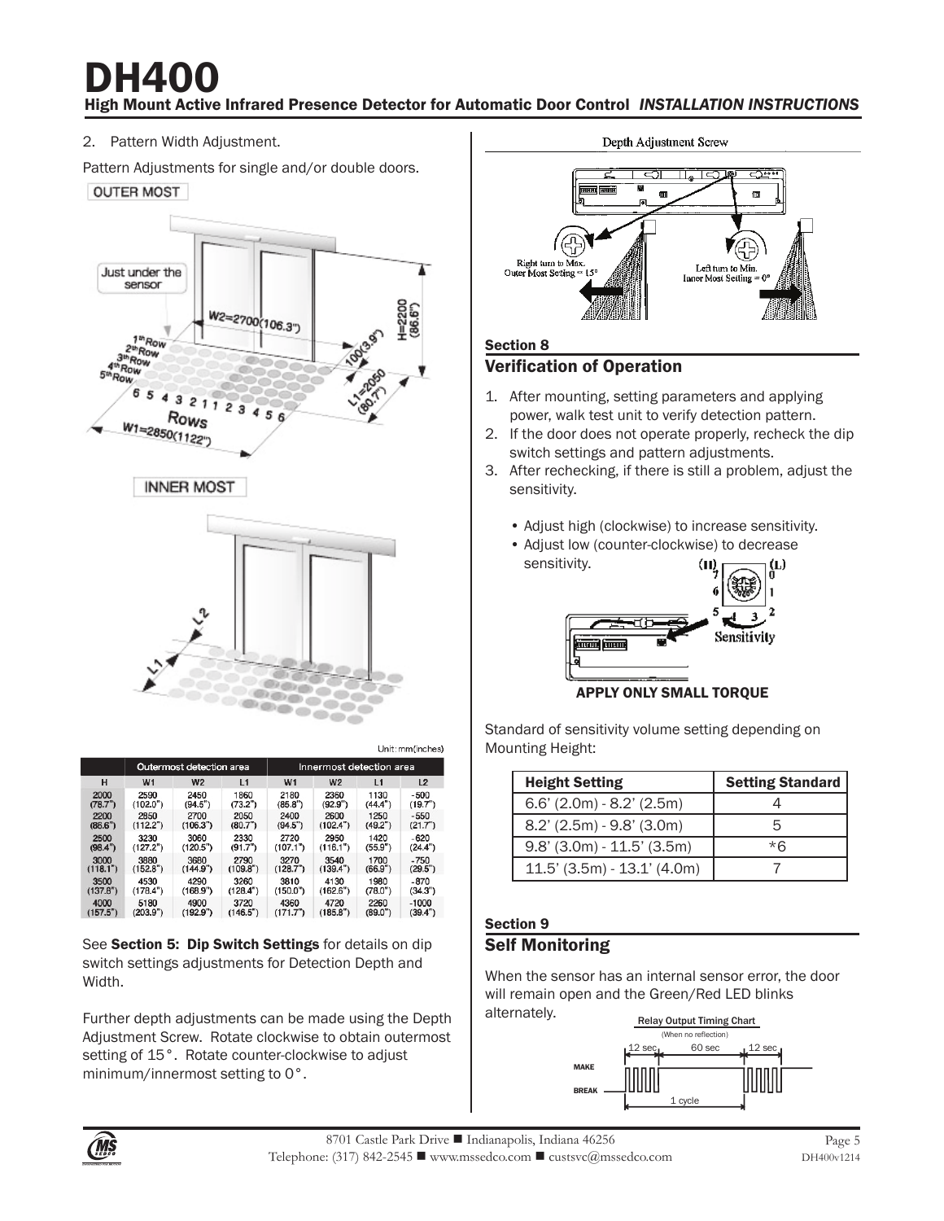2. Pattern Width Adjustment.

Pattern Adjustments for single and/or double doors.

OUTER MOST

INNER MOST

Unit: mm(inches)

| H | Outermost detection area | | | Innermost detection area | | | |
|---|---|---|---|---|---|---|---|
| | W1 | W2 | L1 | W1 | W2 | L1 | L2 |
| 2000 (78.7") | 2590 (102.0") | 2450 (94.5") | 1860 (73.2") | 2180 (85.8") | 2360 (92.9") | 1130 (44.4") | -500 (19.7") |
| 2200 (86.6") | 2850 (112.2") | 2700 (106.3") | 2050 (80.7") | 2400 (94.5") | 2600 (102.4") | 1250 (49.2") | -550 (21.7") |
| 2500 (98.4") | 3230 (127.2") | 3060 (120.5") | 2330 (91.7") | 2720 (107.1") | 2950 (116.1") | 1420 (55.9") | -620 (24.4") |
| 3000 (118.1") | 3880 (152.8") | 3680 (144.9") | 2790 (109.8") | 3270 (128.7") | 3540 (139.4") | 1700 (66.9") | -750 (29.5") |
| 3500 (137.8") | 4530 (178.4") | 4290 (168.9") | 3260 (128.4") | 3810 (150.0") | 4130 (162.6") | 1980 (78.0") | -870 (34.3") |
| 4000 (157.5") | 5180 (203.9") | 4900 (192.9") | 3720 (146.5") | 4360 (171.7") | 4720 (185.8") | 2260 (89.0") | -1000 (39.4") |

See **Section 5: Dip Switch Settings** for details on dip switch settings adjustments for Detection Depth and Width.

Further depth adjustments can be made using the Depth Adjustment Screw. Rotate clockwise to obtain outermost setting of 15°. Rotate counter-clockwise to adjust minimum/innermost setting to 0°.

Depth Adjustment Screw

Right turn to Max. Outer Most Setting = 15°

Left turn to Min. Inner Most Setting = 0°

## Section 8
## Verification of Operation

1. After mounting, setting parameters and applying power, walk test unit to verify detection pattern.
2. If the door does not operate properly, recheck the dip switch settings and pattern adjustments.
3. After rechecking, if there is still a problem, adjust the sensitivity.
   - Adjust high (clockwise) to increase sensitivity.
   - Adjust low (counter-clockwise) to decrease sensitivity.

Sensitivity

**APPLY ONLY SMALL TORQUE**

Standard of sensitivity volume setting depending on Mounting Height:

| Height Setting | Setting Standard |
|---|---|
| 6.6' (2.0m) - 8.2' (2.5m) | 4 |
| 8.2' (2.5m) - 9.8' (3.0m) | 5 |
| 9.8' (3.0m) - 11.5' (3.5m) | *6 |
| 11.5' (3.5m) - 13.1' (4.0m) | 7 |

## Section 9
## Self Monitoring

When the sensor has an internal sensor error, the door will remain open and the Green/Red LED blinks alternately.

Relay Output Timing Chart
(When no reflection)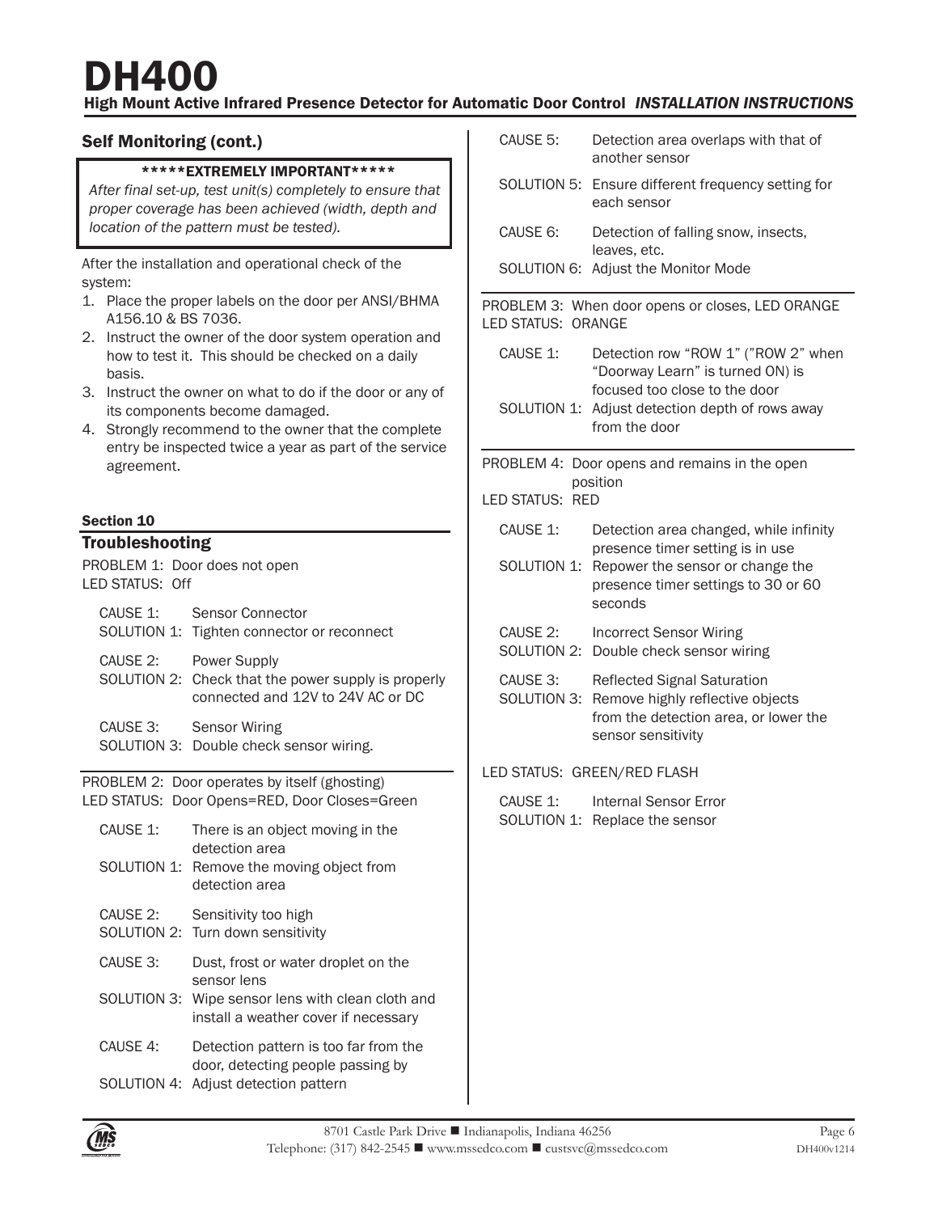## Self Monitoring (cont.)

**\*\*\*\*\*EXTREMELY IMPORTANT\*\*\*\*\***

*After final set-up, test unit(s) completely to ensure that proper coverage has been achieved (width, depth and location of the pattern must be tested).*

After the installation and operational check of the system:

1. Place the proper labels on the door per ANSI/BHMA A156.10 & BS 7036.
2. Instruct the owner of the door system operation and how to test it. This should be checked on a daily basis.
3. Instruct the owner on what to do if the door or any of its components become damaged.
4. Strongly recommend to the owner that the complete entry be inspected twice a year as part of the service agreement.

### Section 10

## Troubleshooting

PROBLEM 1: Door does not open
LED STATUS: Off

- CAUSE 1: Sensor Connector
- SOLUTION 1: Tighten connector or reconnect
- CAUSE 2: Power Supply
- SOLUTION 2: Check that the power supply is properly connected and 12V to 24V AC or DC
- CAUSE 3: Sensor Wiring
- SOLUTION 3: Double check sensor wiring.

PROBLEM 2: Door operates by itself (ghosting)
LED STATUS: Door Opens=RED, Door Closes=Green

- CAUSE 1: There is an object moving in the detection area
- SOLUTION 1: Remove the moving object from detection area
- CAUSE 2: Sensitivity too high
- SOLUTION 2: Turn down sensitivity
- CAUSE 3: Dust, frost or water droplet on the sensor lens
- SOLUTION 3: Wipe sensor lens with clean cloth and install a weather cover if necessary
- CAUSE 4: Detection pattern is too far from the door, detecting people passing by
- SOLUTION 4: Adjust detection pattern
- CAUSE 5: Detection area overlaps with that of another sensor
- SOLUTION 5: Ensure different frequency setting for each sensor
- CAUSE 6: Detection of falling snow, insects, leaves, etc.
- SOLUTION 6: Adjust the Monitor Mode

PROBLEM 3: When door opens or closes, LED ORANGE
LED STATUS: ORANGE

- CAUSE 1: Detection row "ROW 1" ("ROW 2" when "Doorway Learn" is turned ON) is focused too close to the door
- SOLUTION 1: Adjust detection depth of rows away from the door

PROBLEM 4: Door opens and remains in the open position
LED STATUS: RED

- CAUSE 1: Detection area changed, while infinity presence timer setting is in use
- SOLUTION 1: Repower the sensor or change the presence timer settings to 30 or 60 seconds
- CAUSE 2: Incorrect Sensor Wiring
- SOLUTION 2: Double check sensor wiring
- CAUSE 3: Reflected Signal Saturation
- SOLUTION 3: Remove highly reflective objects from the detection area, or lower the sensor sensitivity

LED STATUS: GREEN/RED FLASH

- CAUSE 1: Internal Sensor Error
- SOLUTION 1: Replace the sensor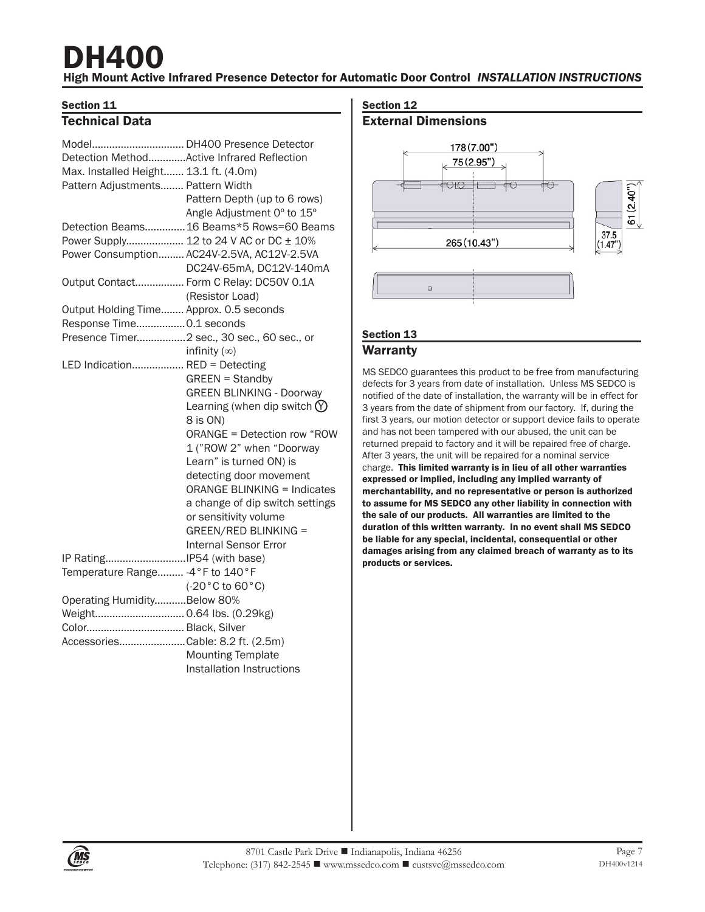# DH400

High Mount Active Infrared Presence Detector for Automatic Door Control *INSTALLATION INSTRUCTIONS*

## Section 11
## Technical Data

| | |
|---|---|
| Model | DH400 Presence Detector |
| Detection Method | Active Infrared Reflection |
| Max. Installed Height | 13.1 ft. (4.0m) |
| Pattern Adjustments | Pattern Width<br>Pattern Depth (up to 6 rows)<br>Angle Adjustment 0º to 15º |
| Detection Beams | 16 Beams*5 Rows=60 Beams |
| Power Supply | 12 to 24 V AC or DC ± 10% |
| Power Consumption | AC24V-2.5VA, AC12V-2.5VA<br>DC24V-65mA, DC12V-140mA |
| Output Contact | Form C Relay: DC50V 0.1A (Resistor Load) |
| Output Holding Time | Approx. 0.5 seconds |
| Response Time | 0.1 seconds |
| Presence Timer | 2 sec., 30 sec., 60 sec., or infinity (∞) |
| LED Indication | RED = Detecting<br>GREEN = Standby<br>GREEN BLINKING - Doorway Learning (when dip switch Ⓨ 8 is ON)<br>ORANGE = Detection row "ROW 1 ("ROW 2" when "Doorway Learn" is turned ON) is detecting door movement<br>ORANGE BLINKING = Indicates a change of dip switch settings or sensitivity volume<br>GREEN/RED BLINKING = Internal Sensor Error |
| IP Rating | IP54 (with base) |
| Temperature Range | -4°F to 140°F (-20°C to 60°C) |
| Operating Humidity | Below 80% |
| Weight | 0.64 lbs. (0.29kg) |
| Color | Black, Silver |
| Accessories | Cable: 8.2 ft. (2.5m)<br>Mounting Template<br>Installation Instructions |

## Section 12
## External Dimensions

178 (7.00")
75 (2.95")
265 (10.43")
61 (2.40")
37.5 (1.47")

## Section 13
## Warranty

MS SEDCO guarantees this product to be free from manufacturing defects for 3 years from date of installation. Unless MS SEDCO is notified of the date of installation, the warranty will be in effect for 3 years from the date of shipment from our factory. If, during the first 3 years, our motion detector or support device fails to operate and has not been tampered with our abused, the unit can be returned prepaid to factory and it will be repaired free of charge. After 3 years, the unit will be repaired for a nominal service charge. **This limited warranty is in lieu of all other warranties expressed or implied, including any implied warranty of merchantability, and no representative or person is authorized to assume for MS SEDCO any other liability in connection with the sale of our products. All warranties are limited to the duration of this written warranty. In no event shall MS SEDCO be liable for any special, incidental, consequential or other damages arising from any claimed breach of warranty as to its products or services.**

8701 Castle Park Drive ■ Indianapolis, Indiana 46256
Telephone: (317) 842-2545 ■ www.mssedco.com ■ custsvc@mssedco.com

DH400v1214